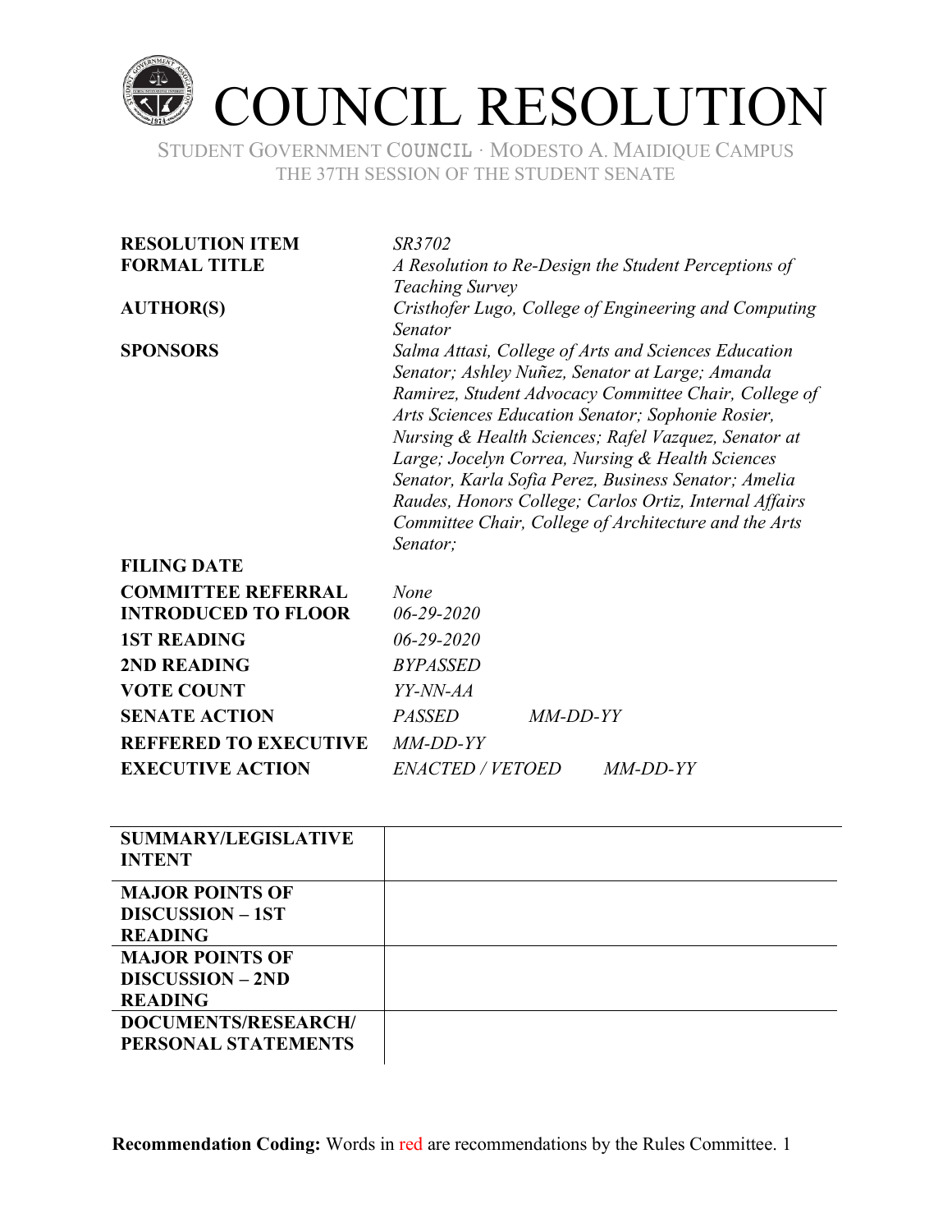# COUNCIL RESOLUTION

STUDENT GOVERNMENT COUNCIL · MODESTO A. MAIDIQUE CAMPUS
THE 37TH SESSION OF THE STUDENT SENATE

| | |
|---|---|
| **RESOLUTION ITEM** | *SR3702* |
| **FORMAL TITLE** | *A Resolution to Re-Design the Student Perceptions of Teaching Survey* |
| **AUTHOR(S)** | *Cristhofer Lugo, College of Engineering and Computing Senator* |
| **SPONSORS** | *Salma Attasi, College of Arts and Sciences Education Senator; Ashley Nuñez, Senator at Large; Amanda Ramirez, Student Advocacy Committee Chair, College of Arts Sciences Education Senator; Sophonie Rosier, Nursing & Health Sciences; Rafel Vazquez, Senator at Large; Jocelyn Correa, Nursing & Health Sciences Senator, Karla Sofia Perez, Business Senator; Amelia Raudes, Honors College; Carlos Ortiz, Internal Affairs Committee Chair, College of Architecture and the Arts Senator;* |
| **FILING DATE** | |
| **COMMITTEE REFERRAL** | *None* |
| **INTRODUCED TO FLOOR** | *06-29-2020* |
| **1ST READING** | *06-29-2020* |
| **2ND READING** | *BYPASSED* |
| **VOTE COUNT** | *YY-NN-AA* |
| **SENATE ACTION** | *PASSED MM-DD-YY* |
| **REFFERED TO EXECUTIVE** | *MM-DD-YY* |
| **EXECUTIVE ACTION** | *ENACTED / VETOED MM-DD-YY* |

| | |
|---|---|
| **SUMMARY/LEGISLATIVE INTENT** | |
| **MAJOR POINTS OF DISCUSSION – 1ST READING** | |
| **MAJOR POINTS OF DISCUSSION – 2ND READING** | |
| **DOCUMENTS/RESEARCH/ PERSONAL STATEMENTS** | |

**Recommendation Coding:** Words in red are recommendations by the Rules Committee.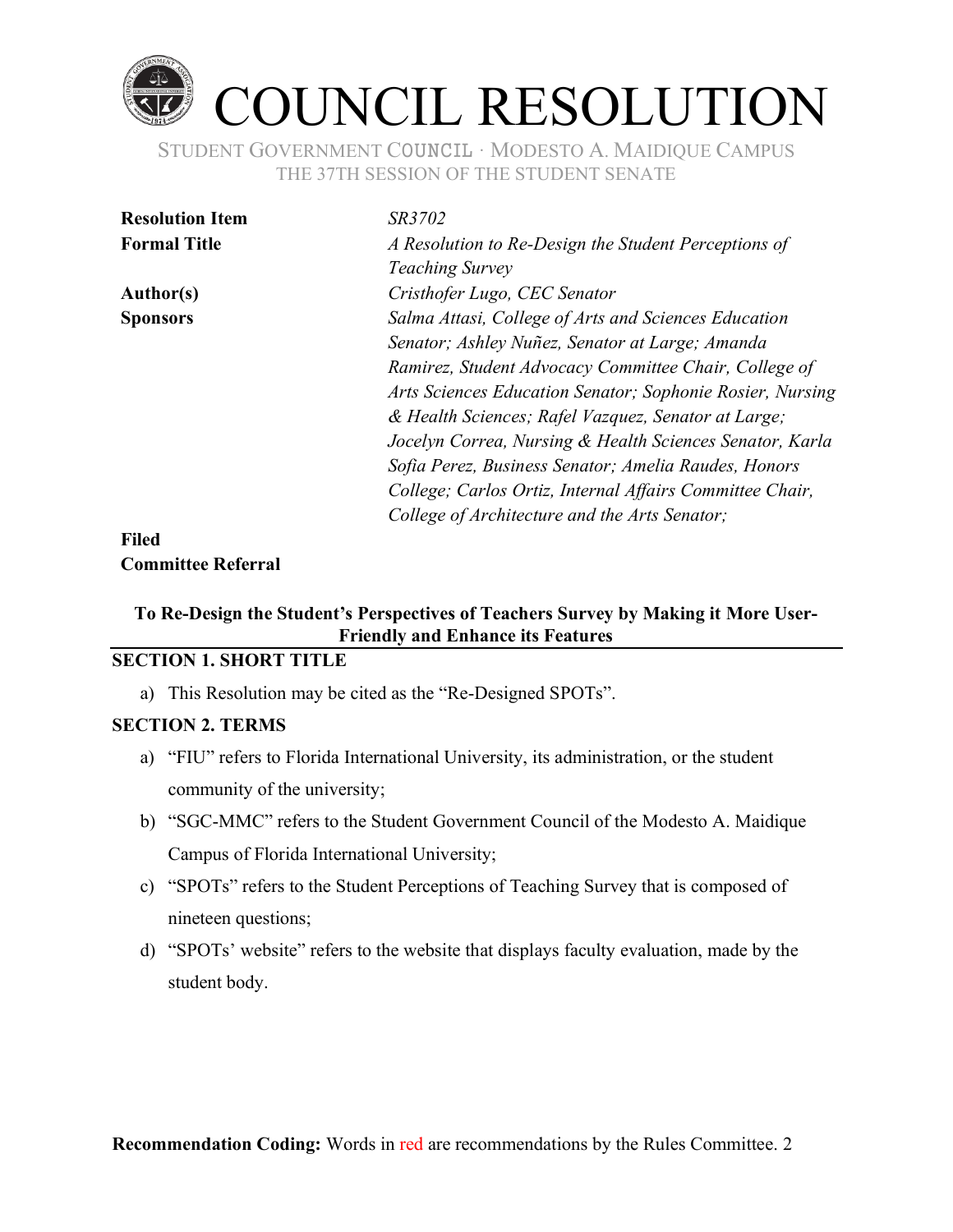# COUNCIL RESOLUTION

STUDENT GOVERNMENT COUNCIL · MODESTO A. MAIDIQUE CAMPUS
THE 37TH SESSION OF THE STUDENT SENATE

| | |
|---|---|
| **Resolution Item** | *SR3702* |
| **Formal Title** | *A Resolution to Re-Design the Student Perceptions of Teaching Survey* |
| **Author(s)** | *Cristhofer Lugo, CEC Senator* |
| **Sponsors** | *Salma Attasi, College of Arts and Sciences Education Senator; Ashley Nuñez, Senator at Large; Amanda Ramirez, Student Advocacy Committee Chair, College of Arts Sciences Education Senator; Sophonie Rosier, Nursing & Health Sciences; Rafel Vazquez, Senator at Large; Jocelyn Correa, Nursing & Health Sciences Senator, Karla Sofia Perez, Business Senator; Amelia Raudes, Honors College; Carlos Ortiz, Internal Affairs Committee Chair, College of Architecture and the Arts Senator;* |
| **Filed** | |
| **Committee Referral** | |

**To Re-Design the Student's Perspectives of Teachers Survey by Making it More User-Friendly and Enhance its Features**

## SECTION 1. SHORT TITLE

a) This Resolution may be cited as the "Re-Designed SPOTs".

## SECTION 2. TERMS

a) "FIU" refers to Florida International University, its administration, or the student community of the university;

b) "SGC-MMC" refers to the Student Government Council of the Modesto A. Maidique Campus of Florida International University;

c) "SPOTs" refers to the Student Perceptions of Teaching Survey that is composed of nineteen questions;

d) "SPOTs' website" refers to the website that displays faculty evaluation, made by the student body.

**Recommendation Coding:** Words in red are recommendations by the Rules Committee.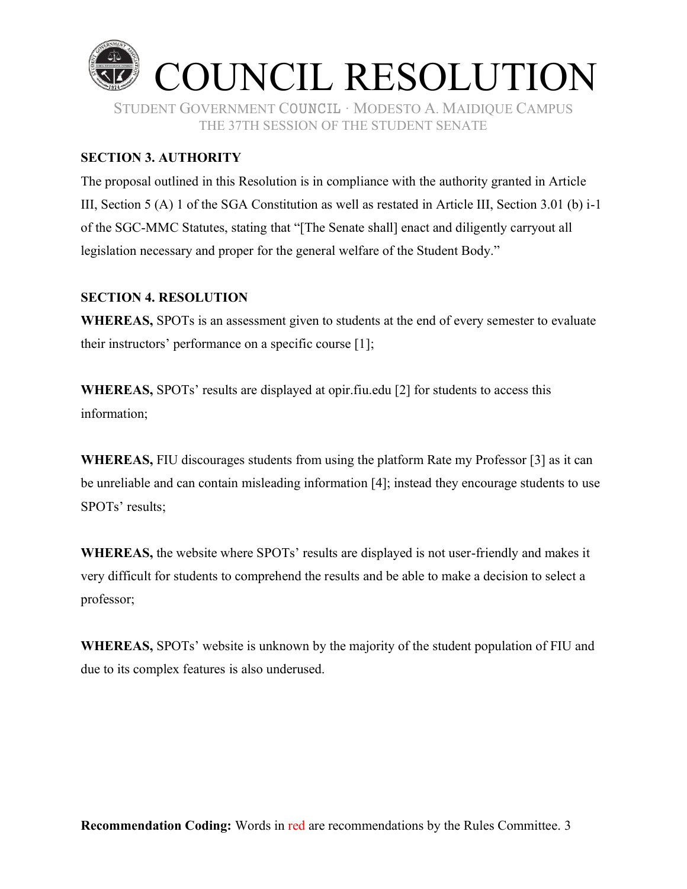**SECTION 3. AUTHORITY**

The proposal outlined in this Resolution is in compliance with the authority granted in Article III, Section 5 (A) 1 of the SGA Constitution as well as restated in Article III, Section 3.01 (b) i-1 of the SGC-MMC Statutes, stating that "[The Senate shall] enact and diligently carryout all legislation necessary and proper for the general welfare of the Student Body."

**SECTION 4. RESOLUTION**

**WHEREAS,** SPOTs is an assessment given to students at the end of every semester to evaluate their instructors' performance on a specific course [1];

**WHEREAS,** SPOTs' results are displayed at opir.fiu.edu [2] for students to access this information;

**WHEREAS,** FIU discourages students from using the platform Rate my Professor [3] as it can be unreliable and can contain misleading information [4]; instead they encourage students to use SPOTs' results;

**WHEREAS,** the website where SPOTs' results are displayed is not user-friendly and makes it very difficult for students to comprehend the results and be able to make a decision to select a professor;

**WHEREAS,** SPOTs' website is unknown by the majority of the student population of FIU and due to its complex features is also underused.

**Recommendation Coding:** Words in red are recommendations by the Rules Committee.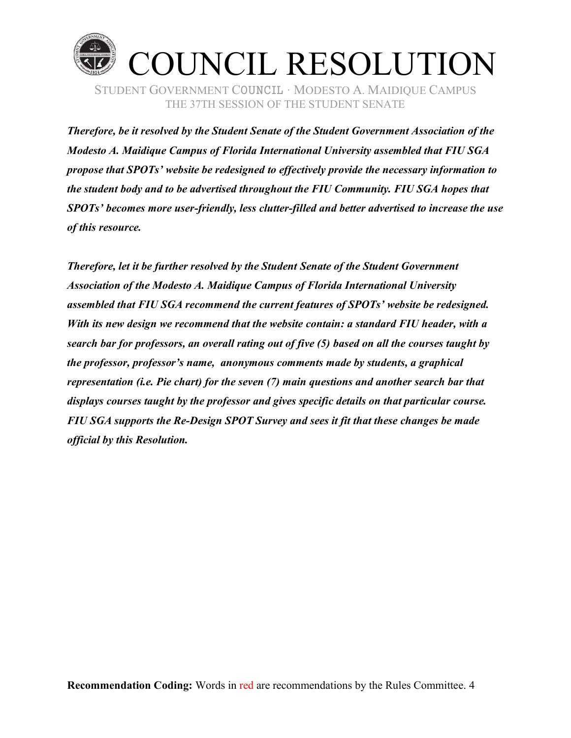***Therefore, be it resolved by the Student Senate of the Student Government Association of the Modesto A. Maidique Campus of Florida International University assembled that FIU SGA propose that SPOTs' website be redesigned to effectively provide the necessary information to the student body and to be advertised throughout the FIU Community. FIU SGA hopes that SPOTs' becomes more user-friendly, less clutter-filled and better advertised to increase the use of this resource.***

***Therefore, let it be further resolved by the Student Senate of the Student Government Association of the Modesto A. Maidique Campus of Florida International University assembled that FIU SGA recommend the current features of SPOTs' website be redesigned. With its new design we recommend that the website contain: a standard FIU header, with a search bar for professors, an overall rating out of five (5) based on all the courses taught by the professor, professor's name, anonymous comments made by students, a graphical representation (i.e. Pie chart) for the seven (7) main questions and another search bar that displays courses taught by the professor and gives specific details on that particular course. FIU SGA supports the Re-Design SPOT Survey and sees it fit that these changes be made official by this Resolution.***

**Recommendation Coding:** Words in red are recommendations by the Rules Committee.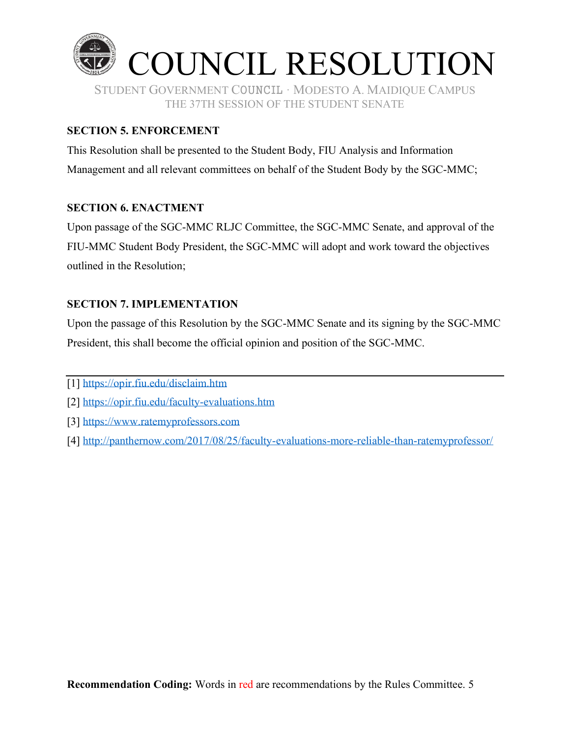### SECTION 5. ENFORCEMENT

This Resolution shall be presented to the Student Body, FIU Analysis and Information Management and all relevant committees on behalf of the Student Body by the SGC-MMC;

### SECTION 6. ENACTMENT

Upon passage of the SGC-MMC RLJC Committee, the SGC-MMC Senate, and approval of the FIU-MMC Student Body President, the SGC-MMC will adopt and work toward the objectives outlined in the Resolution;

### SECTION 7. IMPLEMENTATION

Upon the passage of this Resolution by the SGC-MMC Senate and its signing by the SGC-MMC President, this shall become the official opinion and position of the SGC-MMC.

---

[1] https://opir.fiu.edu/disclaim.htm

[2] https://opir.fiu.edu/faculty-evaluations.htm

[3] https://www.ratemyprofessors.com

[4] http://panthernow.com/2017/08/25/faculty-evaluations-more-reliable-than-ratemyprofessor/

**Recommendation Coding:** Words in red are recommendations by the Rules Committee.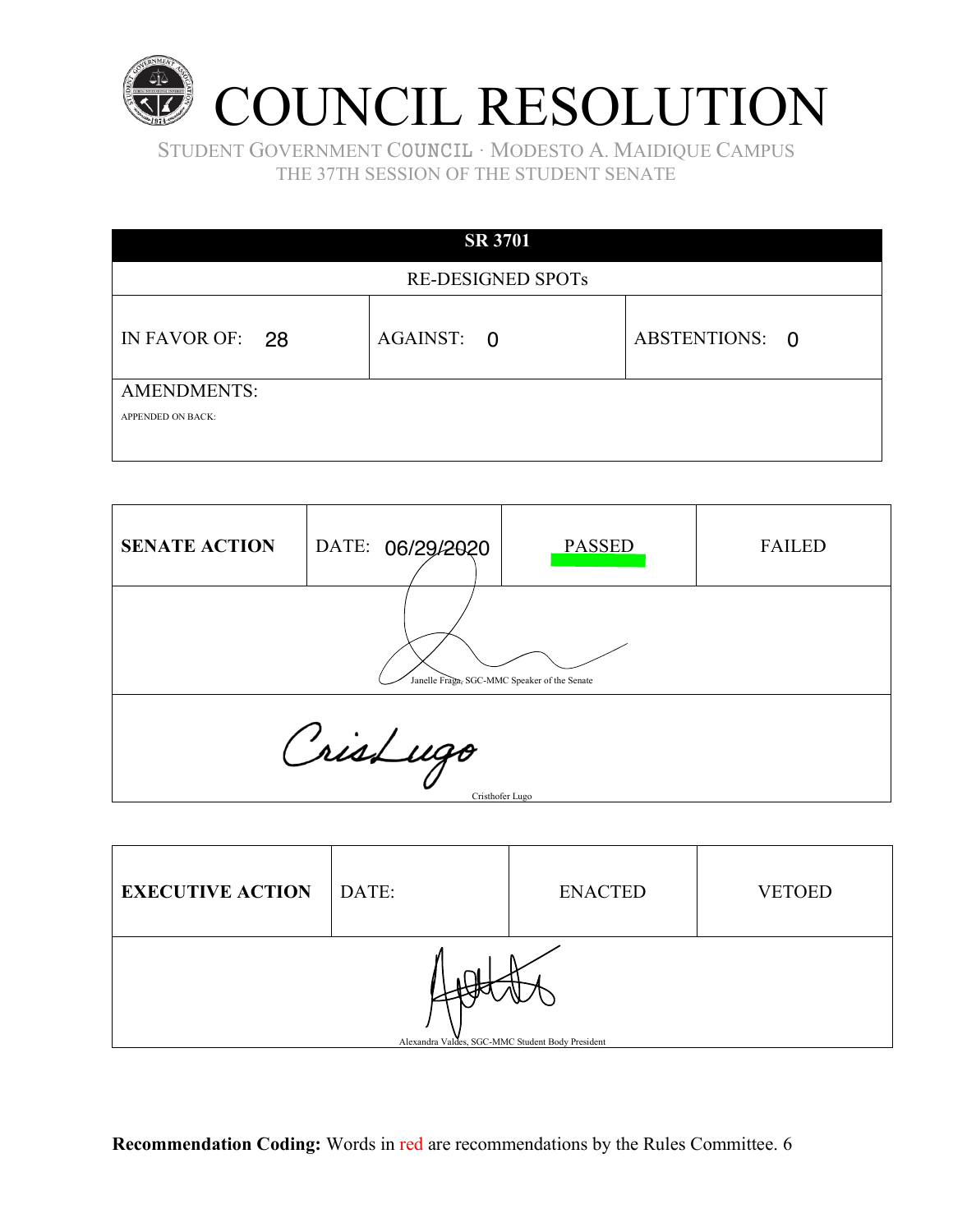# COUNCIL RESOLUTION

STUDENT GOVERNMENT COUNCIL · MODESTO A. MAIDIQUE CAMPUS
THE 37TH SESSION OF THE STUDENT SENATE

| **SR 3701** | | |
|---|---|---|
| RE-DESIGNED SPOTs | | |
| IN FAVOR OF: 28 | AGAINST: 0 | ABSTENTIONS: 0 |
| AMENDMENTS: APPENDED ON BACK: | | |

| **SENATE ACTION** | DATE: 06/29/2020 | PASSED | FAILED |
|---|---|---|---|
| Janelle Fraga, SGC-MMC Speaker of the Senate | | | |
| Cristhofer Lugo | | | |

| **EXECUTIVE ACTION** | DATE: | ENACTED | VETOED |
|---|---|---|---|
| Alexandra Valdes, SGC-MMC Student Body President | | | |

**Recommendation Coding:** Words in red are recommendations by the Rules Committee.